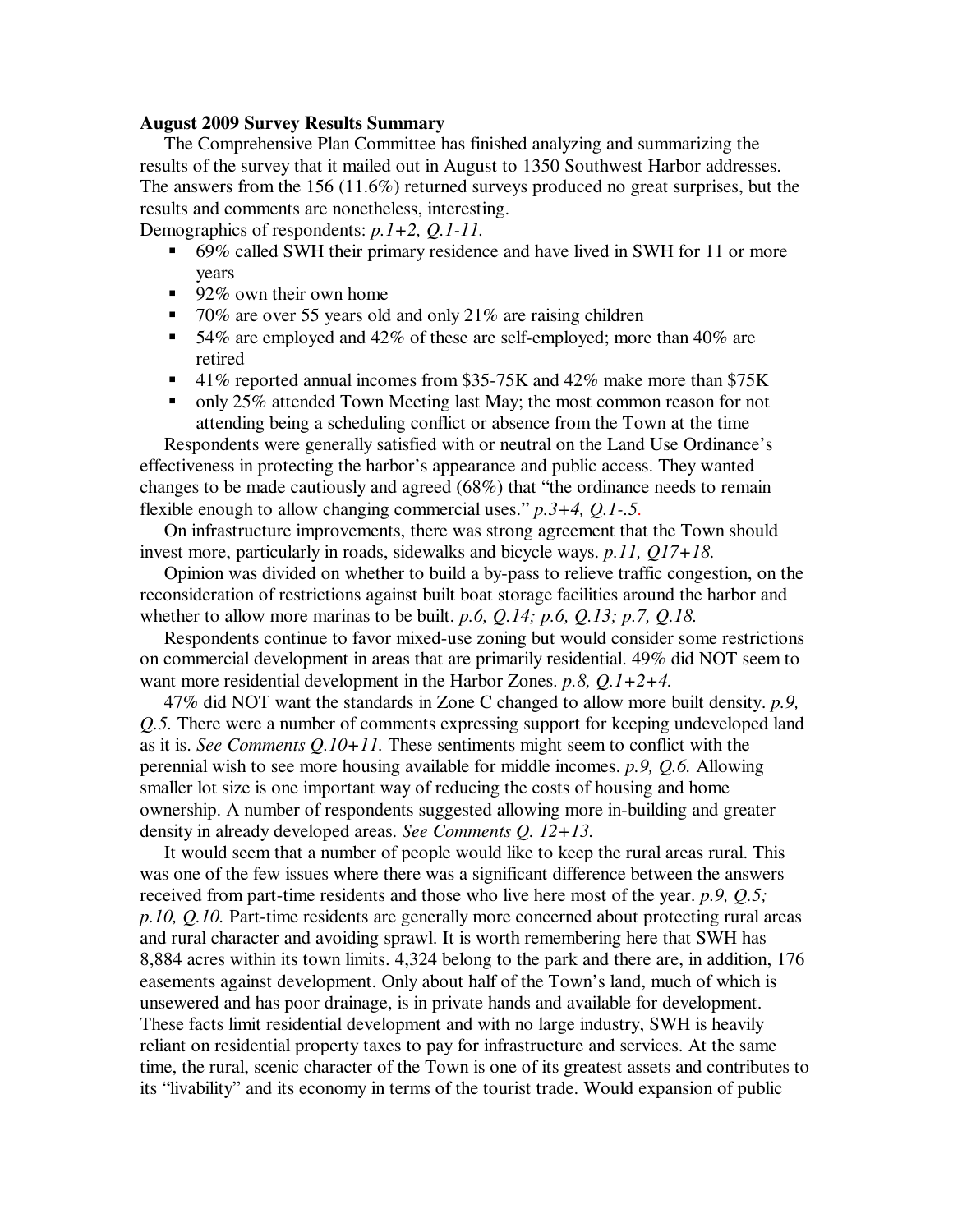**August 2009 Survey Results Summary**

The Comprehensive Plan Committee has finished analyzing and summarizing the results of the survey that it mailed out in August to 1350 Southwest Harbor addresses. The answers from the 156 (11.6%) returned surveys produced no great surprises, but the results and comments are nonetheless, interesting.

Demographics of respondents: *p.1+2, Q.1-11.*

- 69% called SWH their primary residence and have lived in SWH for 11 or more years
- 92% own their own home
- 70% are over 55 years old and only 21% are raising children
- 54% are employed and 42% of these are self-employed; more than 40% are retired
- 41% reported annual incomes from $35-75K and 42% make more than $75K
- only 25% attended Town Meeting last May; the most common reason for not attending being a scheduling conflict or absence from the Town at the time

Respondents were generally satisfied with or neutral on the Land Use Ordinance's effectiveness in protecting the harbor's appearance and public access. They wanted changes to be made cautiously and agreed (68%) that "the ordinance needs to remain flexible enough to allow changing commercial uses." *p.3+4, Q.1-.5.*

On infrastructure improvements, there was strong agreement that the Town should invest more, particularly in roads, sidewalks and bicycle ways. *p.11, Q17+18.*

Opinion was divided on whether to build a by-pass to relieve traffic congestion, on the reconsideration of restrictions against built boat storage facilities around the harbor and whether to allow more marinas to be built. *p.6, Q.14; p.6, Q.13; p.7, Q.18.*

Respondents continue to favor mixed-use zoning but would consider some restrictions on commercial development in areas that are primarily residential. 49% did NOT seem to want more residential development in the Harbor Zones. *p.8, Q.1+2+4.*

47% did NOT want the standards in Zone C changed to allow more built density. *p.9, Q.5.* There were a number of comments expressing support for keeping undeveloped land as it is. *See Comments Q.10+11.* These sentiments might seem to conflict with the perennial wish to see more housing available for middle incomes. *p.9, Q.6.* Allowing smaller lot size is one important way of reducing the costs of housing and home ownership. A number of respondents suggested allowing more in-building and greater density in already developed areas. *See Comments Q. 12+13.*

It would seem that a number of people would like to keep the rural areas rural. This was one of the few issues where there was a significant difference between the answers received from part-time residents and those who live here most of the year. *p.9, Q.5; p.10, Q.10.* Part-time residents are generally more concerned about protecting rural areas and rural character and avoiding sprawl. It is worth remembering here that SWH has 8,884 acres within its town limits. 4,324 belong to the park and there are, in addition, 176 easements against development. Only about half of the Town's land, much of which is unsewered and has poor drainage, is in private hands and available for development. These facts limit residential development and with no large industry, SWH is heavily reliant on residential property taxes to pay for infrastructure and services. At the same time, the rural, scenic character of the Town is one of its greatest assets and contributes to its "livability" and its economy in terms of the tourist trade. Would expansion of public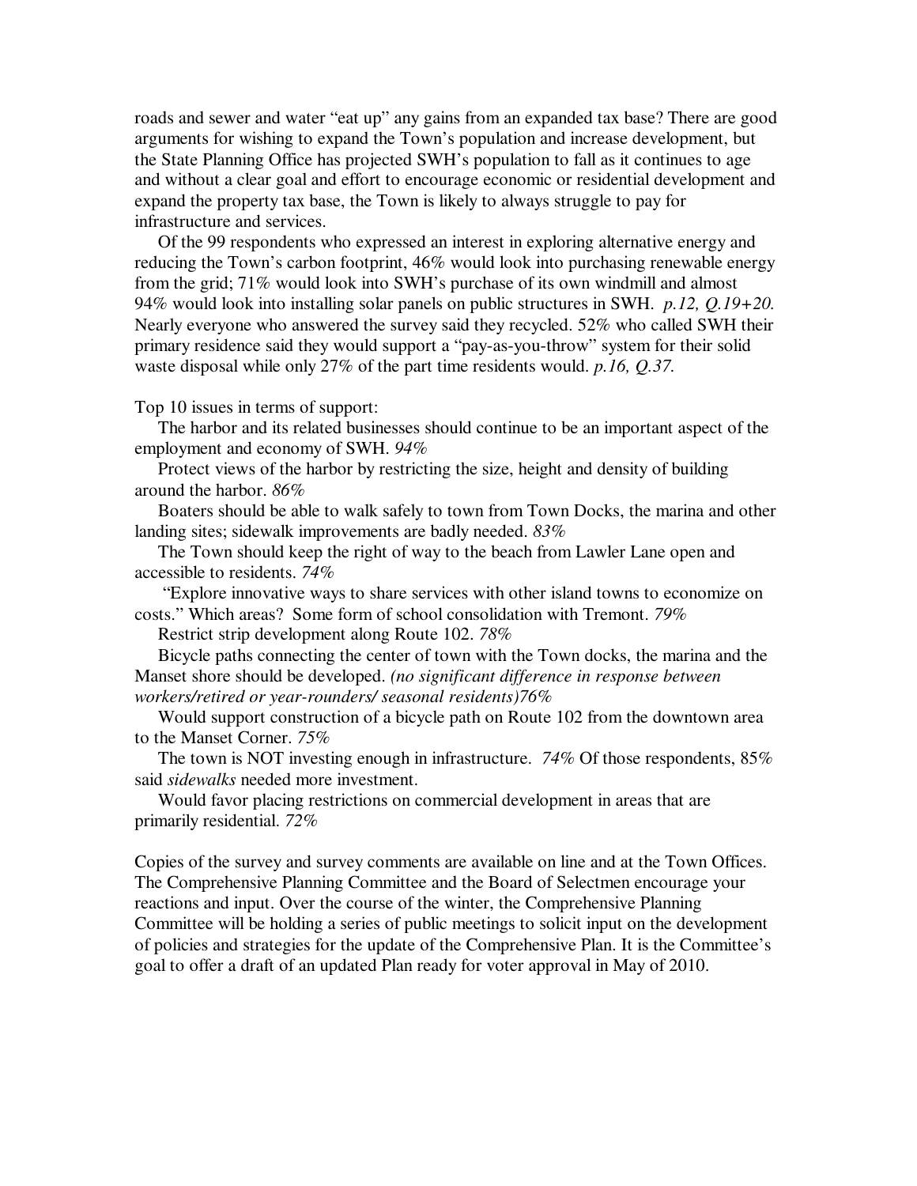roads and sewer and water "eat up" any gains from an expanded tax base? There are good arguments for wishing to expand the Town's population and increase development, but the State Planning Office has projected SWH's population to fall as it continues to age and without a clear goal and effort to encourage economic or residential development and expand the property tax base, the Town is likely to always struggle to pay for infrastructure and services.

Of the 99 respondents who expressed an interest in exploring alternative energy and reducing the Town's carbon footprint, 46% would look into purchasing renewable energy from the grid; 71% would look into SWH's purchase of its own windmill and almost 94% would look into installing solar panels on public structures in SWH. *p.12, Q.19+20.* Nearly everyone who answered the survey said they recycled. 52% who called SWH their primary residence said they would support a "pay-as-you-throw" system for their solid waste disposal while only 27% of the part time residents would. *p.16, Q.37.*

Top 10 issues in terms of support:

The harbor and its related businesses should continue to be an important aspect of the employment and economy of SWH. *94%*

Protect views of the harbor by restricting the size, height and density of building around the harbor. *86%*

Boaters should be able to walk safely to town from Town Docks, the marina and other landing sites; sidewalk improvements are badly needed. *83%*

The Town should keep the right of way to the beach from Lawler Lane open and accessible to residents. *74%*

"Explore innovative ways to share services with other island towns to economize on costs." Which areas? Some form of school consolidation with Tremont. *79%*

Restrict strip development along Route 102. *78%*

Bicycle paths connecting the center of town with the Town docks, the marina and the Manset shore should be developed. *(no significant difference in response between workers/retired or year-rounders/ seasonal residents)76%*

Would support construction of a bicycle path on Route 102 from the downtown area to the Manset Corner. *75%*

The town is NOT investing enough in infrastructure. *74%* Of those respondents, 85% said *sidewalks* needed more investment.

Would favor placing restrictions on commercial development in areas that are primarily residential. *72%*

Copies of the survey and survey comments are available on line and at the Town Offices. The Comprehensive Planning Committee and the Board of Selectmen encourage your reactions and input. Over the course of the winter, the Comprehensive Planning Committee will be holding a series of public meetings to solicit input on the development of policies and strategies for the update of the Comprehensive Plan. It is the Committee's goal to offer a draft of an updated Plan ready for voter approval in May of 2010.